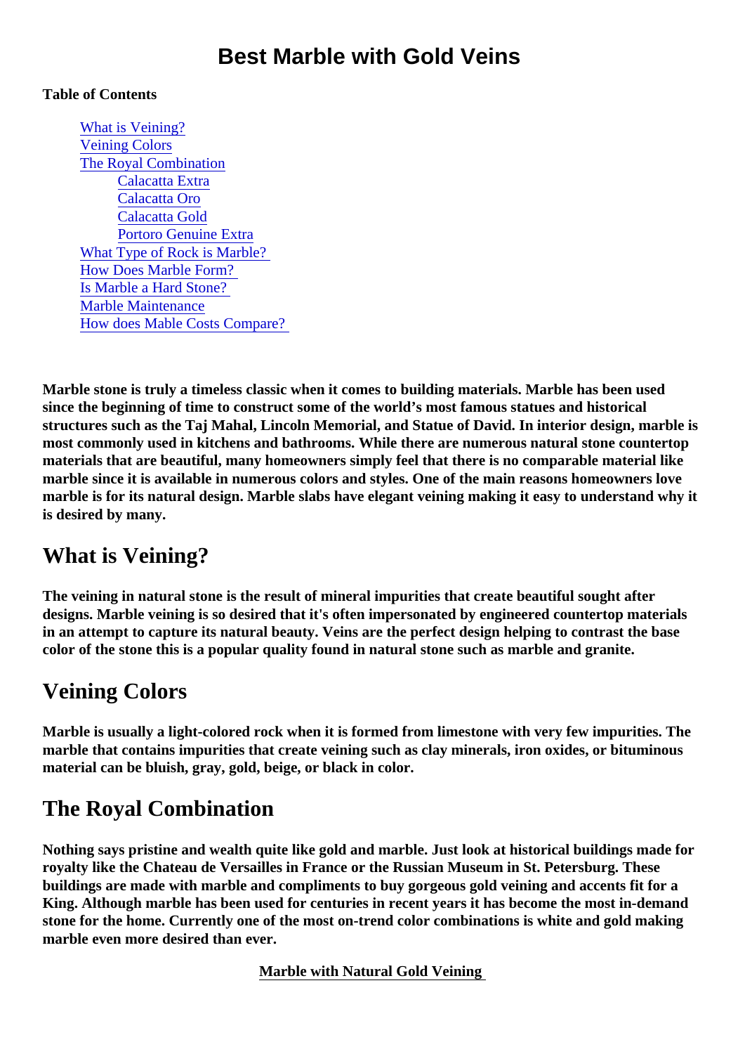# Best Marble with Gold Veins

**Table of Contents**

- What is Veining?
- Veining Colors
- The Royal Combination
  - Calacatta Extra
  - Calacatta Oro
  - Calacatta Gold
  - Portoro Genuine Extra
- What Type of Rock is Marble?
- How Does Marble Form?
- Is Marble a Hard Stone?
- Marble Maintenance
- How does Mable Costs Compare?

**Marble stone is truly a timeless classic when it comes to building materials. Marble has been used since the beginning of time to construct some of the world's most famous statues and historical structures such as the Taj Mahal, Lincoln Memorial, and Statue of David. In interior design, marble is most commonly used in kitchens and bathrooms. While there are numerous natural stone countertop materials that are beautiful, many homeowners simply feel that there is no comparable material like marble since it is available in numerous colors and styles. One of the main reasons homeowners love marble is for its natural design. Marble slabs have elegant veining making it easy to understand why it is desired by many.**

## What is Veining?

**The veining in natural stone is the result of mineral impurities that create beautiful sought after designs. Marble veining is so desired that it's often impersonated by engineered countertop materials in an attempt to capture its natural beauty. Veins are the perfect design helping to contrast the base color of the stone this is a popular quality found in natural stone such as marble and granite.**

## Veining Colors

**Marble is usually a light-colored rock when it is formed from limestone with very few impurities. The marble that contains impurities that create veining such as clay minerals, iron oxides, or bituminous material can be bluish, gray, gold, beige, or black in color.**

## The Royal Combination

**Nothing says pristine and wealth quite like gold and marble. Just look at historical buildings made for royalty like the Chateau de Versailles in France or the Russian Museum in St. Petersburg. These buildings are made with marble and compliments to buy gorgeous gold veining and accents fit for a King. Although marble has been used for centuries in recent years it has become the most in-demand stone for the home. Currently one of the most on-trend color combinations is white and gold making marble even more desired than ever.**

**Marble with Natural Gold Veining**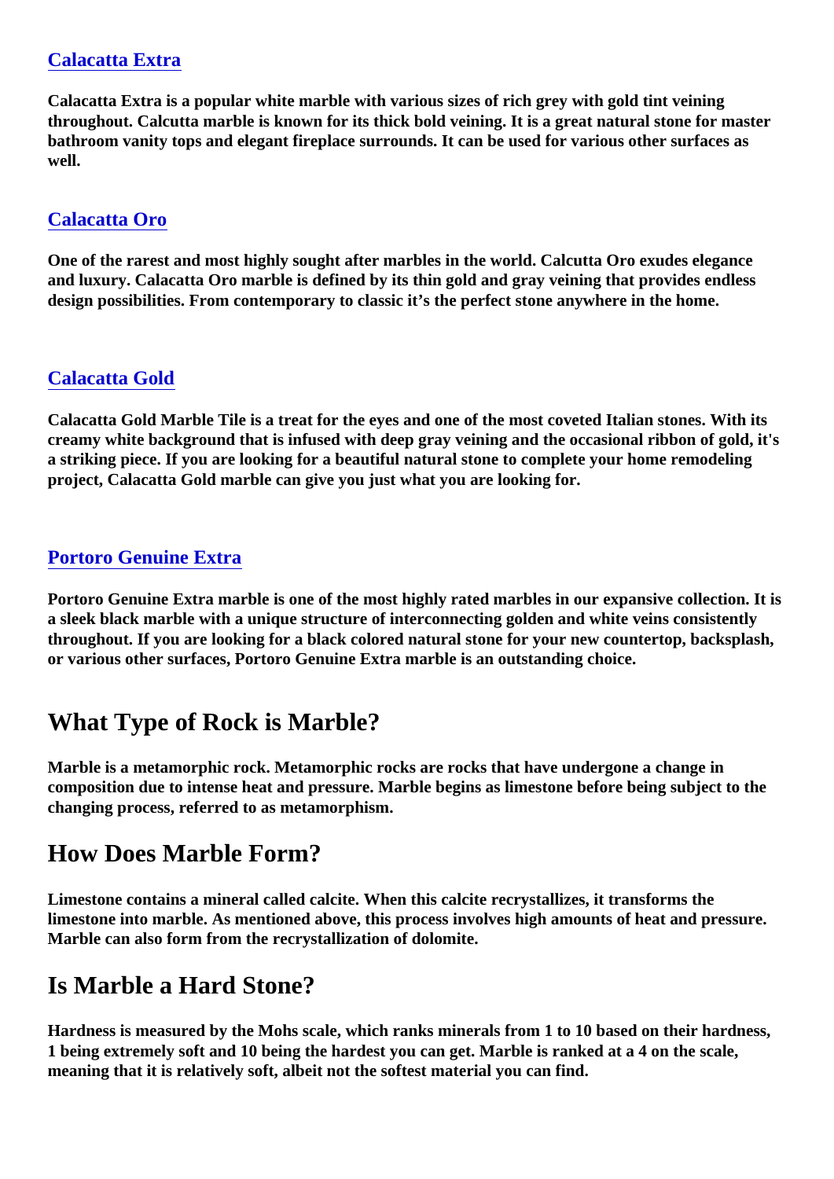### [Calacatta Extra]

**Calacatta Extra is a popular white marble with various sizes of rich grey with gold tint veining throughout. Calcutta marble is known for its thick bold veining. It is a great natural stone for master bathroom vanity tops and elegant fireplace surrounds. It can be used for various other surfaces as well.**

### [Calacatta Oro]

**One of the rarest and most highly sought after marbles in the world. Calcutta Oro exudes elegance and luxury. Calacatta Oro marble is defined by its thin gold and gray veining that provides endless design possibilities. From contemporary to classic it's the perfect stone anywhere in the home.**

### [Calacatta Gold]

**Calacatta Gold Marble Tile is a treat for the eyes and one of the most coveted Italian stones. With its creamy white background that is infused with deep gray veining and the occasional ribbon of gold, it's a striking piece. If you are looking for a beautiful natural stone to complete your home remodeling project, Calacatta Gold marble can give you just what you are looking for.**

### [Portoro Genuine Extra]

**Portoro Genuine Extra marble is one of the most highly rated marbles in our expansive collection. It is a sleek black marble with a unique structure of interconnecting golden and white veins consistently throughout. If you are looking for a black colored natural stone for your new countertop, backsplash, or various other surfaces, Portoro Genuine Extra marble is an outstanding choice.**

## What Type of Rock is Marble?

**Marble is a metamorphic rock. Metamorphic rocks are rocks that have undergone a change in composition due to intense heat and pressure. Marble begins as limestone before being subject to the changing process, referred to as metamorphism.**

## How Does Marble Form?

**Limestone contains a mineral called calcite. When this calcite recrystallizes, it transforms the limestone into marble. As mentioned above, this process involves high amounts of heat and pressure. Marble can also form from the recrystallization of dolomite.**

## Is Marble a Hard Stone?

**Hardness is measured by the Mohs scale, which ranks minerals from 1 to 10 based on their hardness, 1 being extremely soft and 10 being the hardest you can get. Marble is ranked at a 4 on the scale, meaning that it is relatively soft, albeit not the softest material you can find.**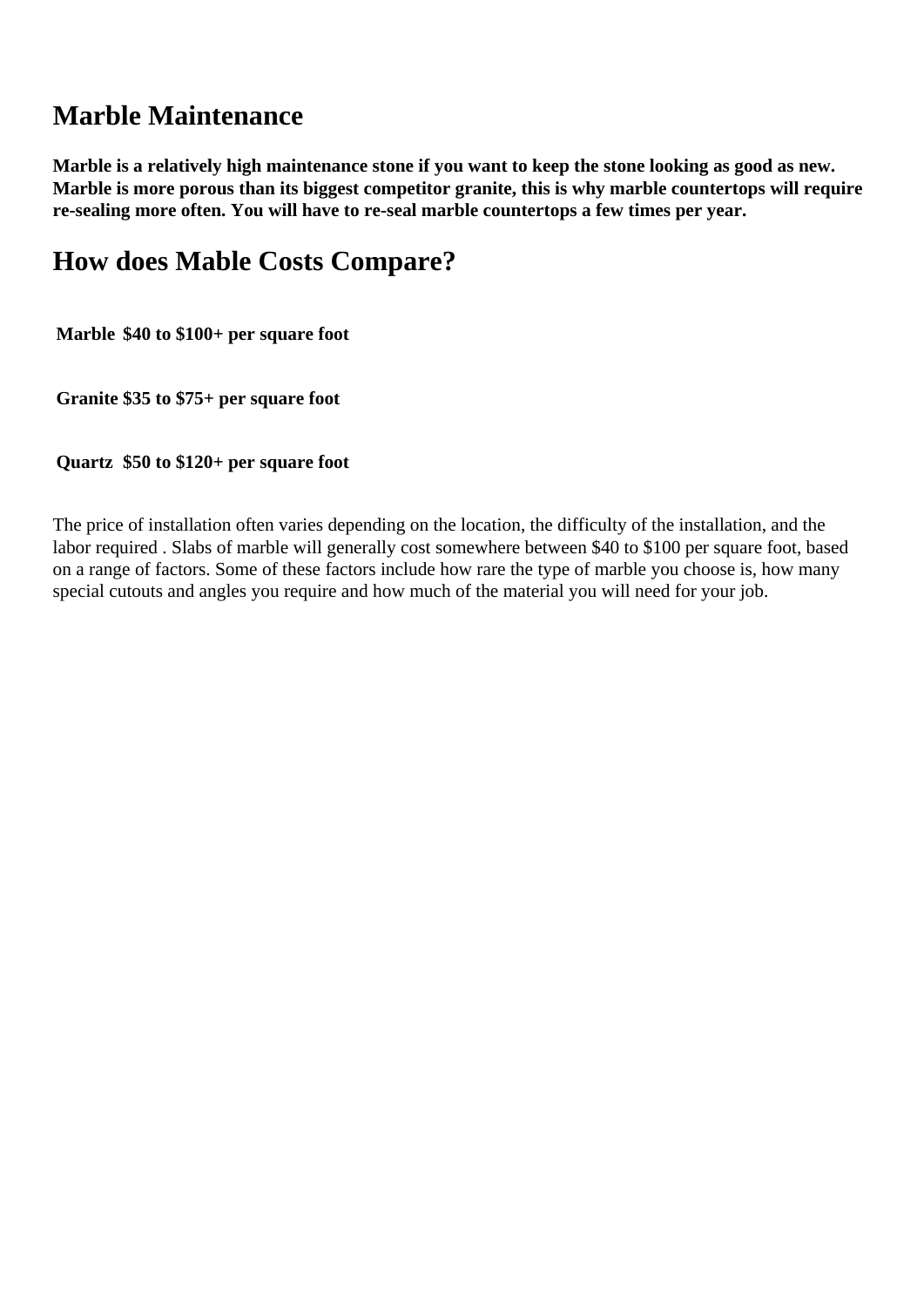## Marble Maintenance

**Marble is a relatively high maintenance stone if you want to keep the stone looking as good as new. Marble is more porous than its biggest competitor granite, this is why marble countertops will require re-sealing more often. You will have to re-seal marble countertops a few times per year.**

## How does Mable Costs Compare?

| | |
|---|---|
| **Marble** | **$40 to $100+ per square foot** |
| **Granite** | **$35 to $75+ per square foot** |
| **Quartz** | **$50 to $120+ per square foot** |

The price of installation often varies depending on the location, the difficulty of the installation, and the labor required . Slabs of marble will generally cost somewhere between $40 to $100 per square foot, based on a range of factors. Some of these factors include how rare the type of marble you choose is, how many special cutouts and angles you require and how much of the material you will need for your job.